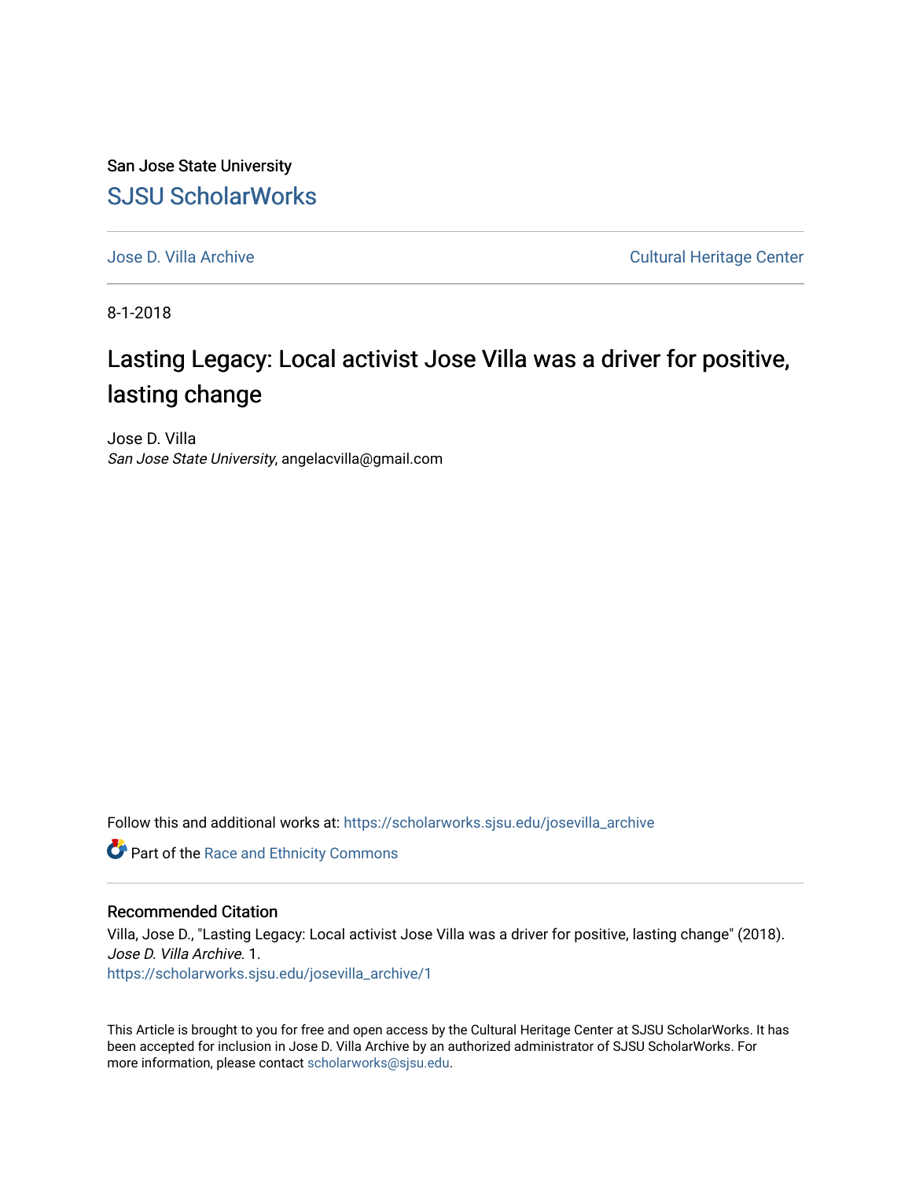San Jose State University

# SJSU ScholarWorks

Jose D. Villa Archive | Cultural Heritage Center

8-1-2018

## Lasting Legacy: Local activist Jose Villa was a driver for positive, lasting change

Jose D. Villa
*San Jose State University*, angelacvilla@gmail.com

Follow this and additional works at: https://scholarworks.sjsu.edu/josevilla_archive

Part of the Race and Ethnicity Commons

### Recommended Citation

Villa, Jose D., "Lasting Legacy: Local activist Jose Villa was a driver for positive, lasting change" (2018). *Jose D. Villa Archive*. 1.
https://scholarworks.sjsu.edu/josevilla_archive/1

This Article is brought to you for free and open access by the Cultural Heritage Center at SJSU ScholarWorks. It has been accepted for inclusion in Jose D. Villa Archive by an authorized administrator of SJSU ScholarWorks. For more information, please contact scholarworks@sjsu.edu.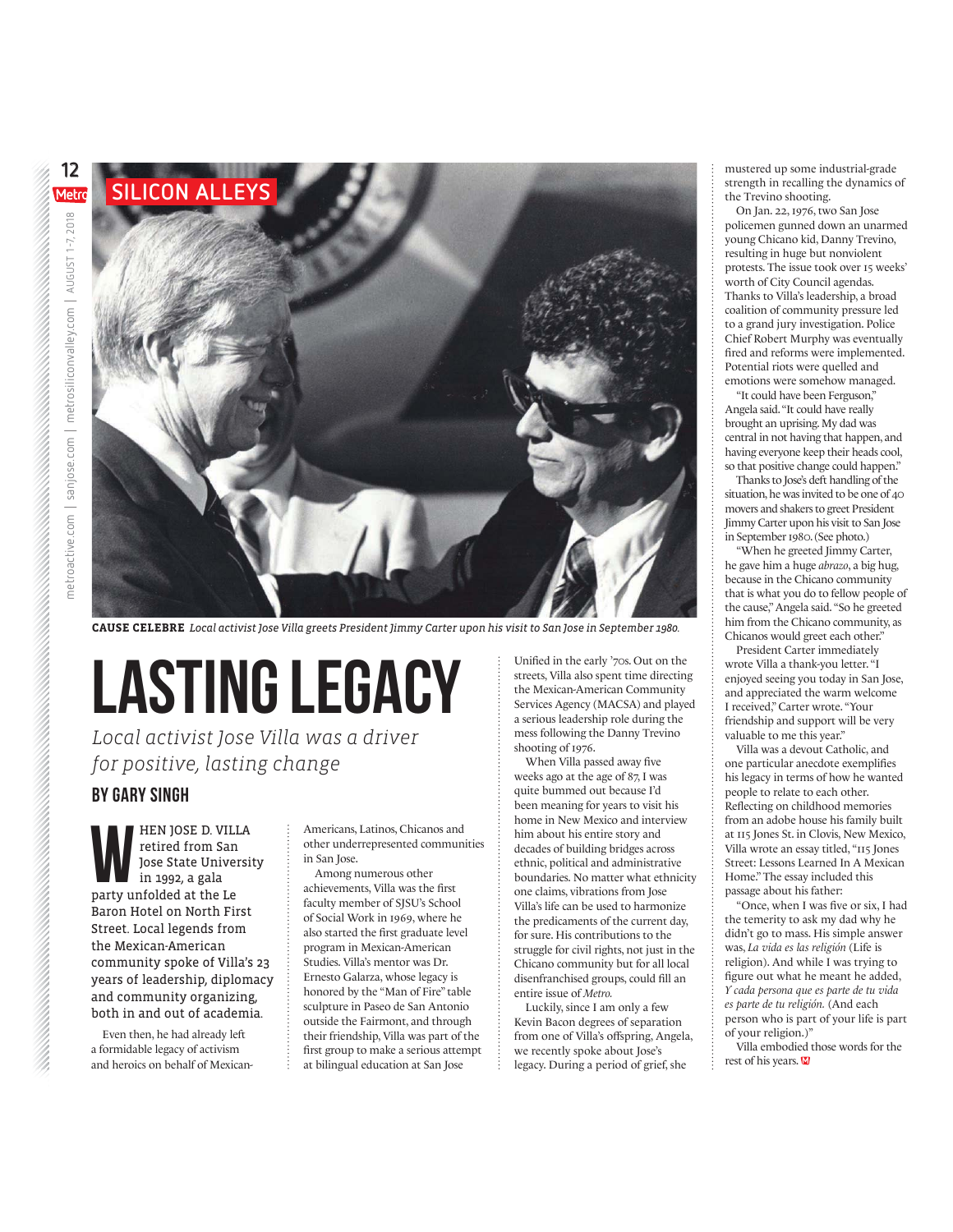SILICON ALLEYS

**CAUSE CELEBRE** *Local activist Jose Villa greets President Jimmy Carter upon his visit to San Jose in September 1980.*

# LASTING LEGACY

*Local activist Jose Villa was a driver for positive, lasting change*

## BY GARY SINGH

WHEN JOSE D. VILLA retired from San Jose State University in 1992, a gala party unfolded at the Le Baron Hotel on North First Street. Local legends from the Mexican-American community spoke of Villa's 23 years of leadership, diplomacy and community organizing, both in and out of academia.

Even then, he had already left a formidable legacy of activism and heroics on behalf of Mexican-Americans, Latinos, Chicanos and other underrepresented communities in San Jose.

Among numerous other achievements, Villa was the first faculty member of SJSU's School of Social Work in 1969, where he also started the first graduate level program in Mexican-American Studies. Villa's mentor was Dr. Ernesto Galarza, whose legacy is honored by the "Man of Fire" table sculpture in Paseo de San Antonio outside the Fairmont, and through their friendship, Villa was part of the first group to make a serious attempt at bilingual education at San Jose Unified in the early '70s. Out on the streets, Villa also spent time directing the Mexican-American Community Services Agency (MACSA) and played a serious leadership role during the mess following the Danny Trevino shooting of 1976.

When Villa passed away five weeks ago at the age of 87, I was quite bummed out because I'd been meaning for years to visit his home in New Mexico and interview him about his entire story and decades of building bridges across ethnic, political and administrative boundaries. No matter what ethnicity one claims, vibrations from Jose Villa's life can be used to harmonize the predicaments of the current day, for sure. His contributions to the struggle for civil rights, not just in the Chicano community but for all local disenfranchised groups, could fill an entire issue of *Metro.*

Luckily, since I am only a few Kevin Bacon degrees of separation from one of Villa's offspring, Angela, we recently spoke about Jose's legacy. During a period of grief, she mustered up some industrial-grade strength in recalling the dynamics of the Trevino shooting.

On Jan. 22, 1976, two San Jose policemen gunned down an unarmed young Chicano kid, Danny Trevino, resulting in huge but nonviolent protests. The issue took over 15 weeks' worth of City Council agendas. Thanks to Villa's leadership, a broad coalition of community pressure led to a grand jury investigation. Police Chief Robert Murphy was eventually fired and reforms were implemented. Potential riots were quelled and emotions were somehow managed.

"It could have been Ferguson," Angela said. "It could have really brought an uprising. My dad was central in not having that happen, and having everyone keep their heads cool, so that positive change could happen."

Thanks to Jose's deft handling of the situation, he was invited to be one of 40 movers and shakers to greet President Jimmy Carter upon his visit to San Jose in September 1980. (See photo.)

"When he greeted Jimmy Carter, he gave him a huge *abrazo*, a big hug, because in the Chicano community that is what you do to fellow people of the cause," Angela said. "So he greeted him from the Chicano community, as Chicanos would greet each other."

President Carter immediately wrote Villa a thank-you letter. "I enjoyed seeing you today in San Jose, and appreciated the warm welcome I received," Carter wrote. "Your friendship and support will be very valuable to me this year."

Villa was a devout Catholic, and one particular anecdote exemplifies his legacy in terms of how he wanted people to relate to each other. Reflecting on childhood memories from an adobe house his family built at 115 Jones St. in Clovis, New Mexico, Villa wrote an essay titled, "115 Jones Street: Lessons Learned In A Mexican Home." The essay included this passage about his father:

"Once, when I was five or six, I had the temerity to ask my dad why he didn't go to mass. His simple answer was, *La vida es las religión* (Life is religion). And while I was trying to figure out what he meant he added, *Y cada persona que es parte de tu vida es parte de tu religión.* (And each person who is part of your life is part of your religion.)"

Villa embodied those words for the rest of his years.